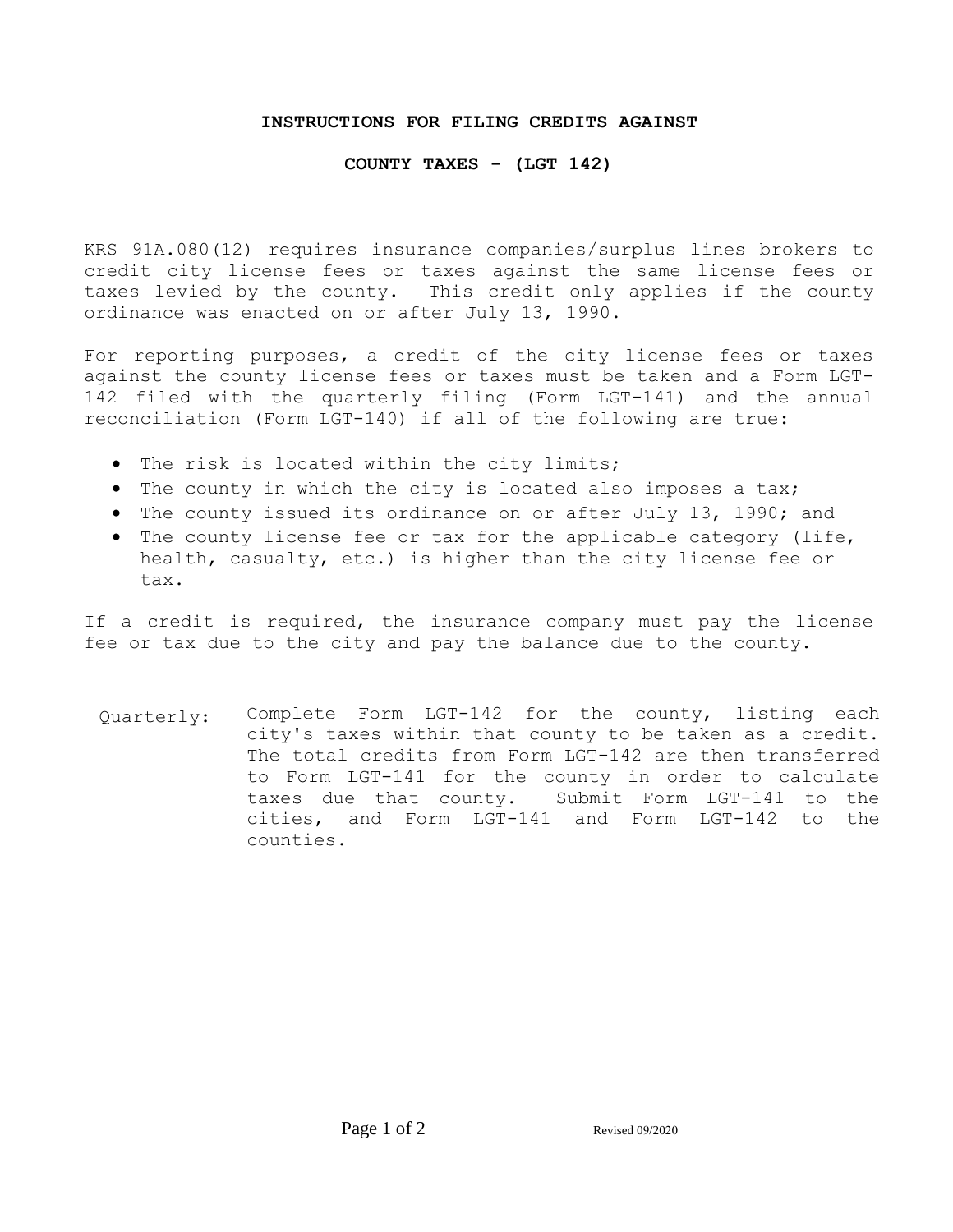# INSTRUCTIONS FOR FILING CREDITS AGAINST

# COUNTY TAXES - (LGT 142)

KRS 91A.080(12) requires insurance companies/surplus lines brokers to credit city license fees or taxes against the same license fees or taxes levied by the county. This credit only applies if the county ordinance was enacted on or after July 13, 1990.

For reporting purposes, a credit of the city license fees or taxes against the county license fees or taxes must be taken and a Form LGT-142 filed with the quarterly filing (Form LGT-141) and the annual reconciliation (Form LGT-140) if all of the following are true:

- The risk is located within the city limits;
- The county in which the city is located also imposes a tax;
- The county issued its ordinance on or after July 13, 1990; and
- The county license fee or tax for the applicable category (life, health, casualty, etc.) is higher than the city license fee or tax.

If a credit is required, the insurance company must pay the license fee or tax due to the city and pay the balance due to the county.

Quarterly: Complete Form LGT-142 for the county, listing each city's taxes within that county to be taken as a credit. The total credits from Form LGT-142 are then transferred to Form LGT-141 for the county in order to calculate taxes due that county. Submit Form LGT-141 to the cities, and Form LGT-141 and Form LGT-142 to the counties.

Revised 09/2020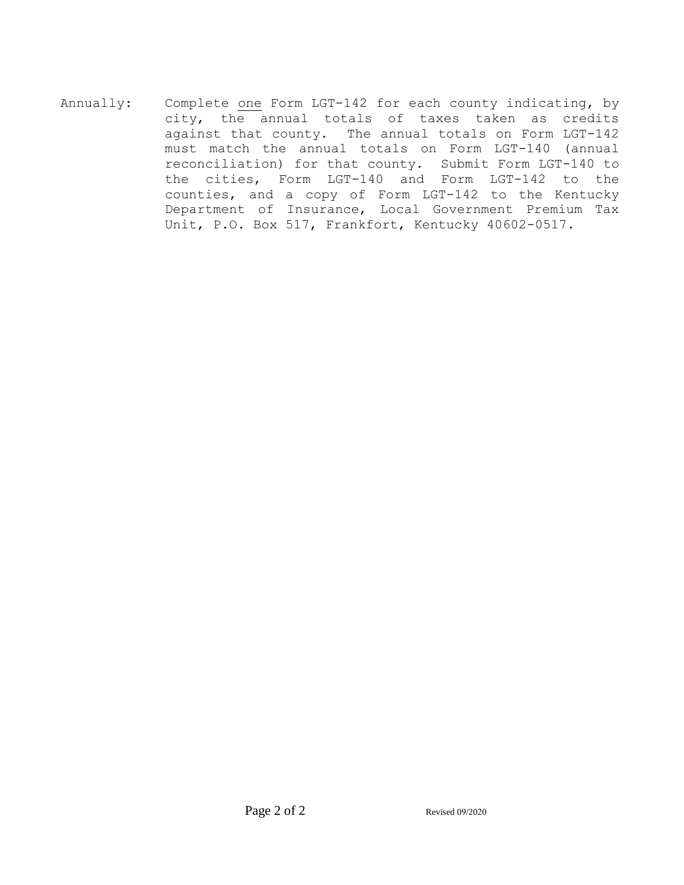Annually: Complete <u>one</u> Form LGT-142 for each county indicating, by city, the annual totals of taxes taken as credits against that county. The annual totals on Form LGT-142 must match the annual totals on Form LGT-140 (annual reconciliation) for that county. Submit Form LGT-140 to the cities, Form LGT-140 and Form LGT-142 to the counties, and a copy of Form LGT-142 to the Kentucky Department of Insurance, Local Government Premium Tax Unit, P.O. Box 517, Frankfort, Kentucky 40602-0517.

Revised 09/2020